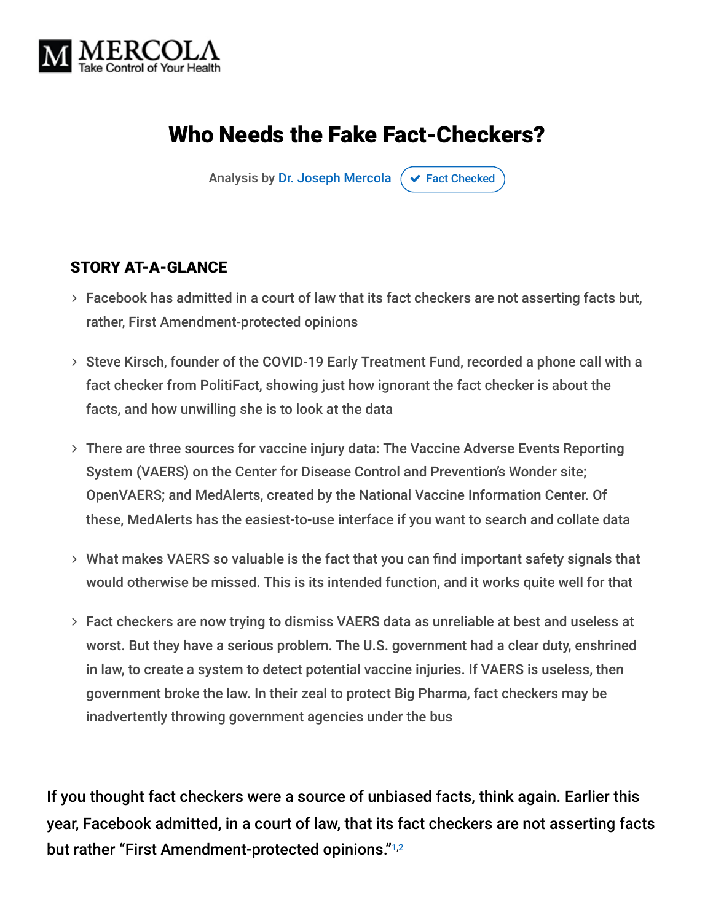MERCOLA
Take Control of Your Health

# Who Needs the Fake Fact-Checkers?

Analysis by Dr. Joseph Mercola ✔ Fact Checked

## STORY AT-A-GLANCE

- Facebook has admitted in a court of law that its fact checkers are not asserting facts but, rather, First Amendment-protected opinions
- Steve Kirsch, founder of the COVID-19 Early Treatment Fund, recorded a phone call with a fact checker from PolitiFact, showing just how ignorant the fact checker is about the facts, and how unwilling she is to look at the data
- There are three sources for vaccine injury data: The Vaccine Adverse Events Reporting System (VAERS) on the Center for Disease Control and Prevention's Wonder site; OpenVAERS; and MedAlerts, created by the National Vaccine Information Center. Of these, MedAlerts has the easiest-to-use interface if you want to search and collate data
- What makes VAERS so valuable is the fact that you can find important safety signals that would otherwise be missed. This is its intended function, and it works quite well for that
- Fact checkers are now trying to dismiss VAERS data as unreliable at best and useless at worst. But they have a serious problem. The U.S. government had a clear duty, enshrined in law, to create a system to detect potential vaccine injuries. If VAERS is useless, then government broke the law. In their zeal to protect Big Pharma, fact checkers may be inadvertently throwing government agencies under the bus

If you thought fact checkers were a source of unbiased facts, think again. Earlier this year, Facebook admitted, in a court of law, that its fact checkers are not asserting facts but rather "First Amendment-protected opinions."[1,2]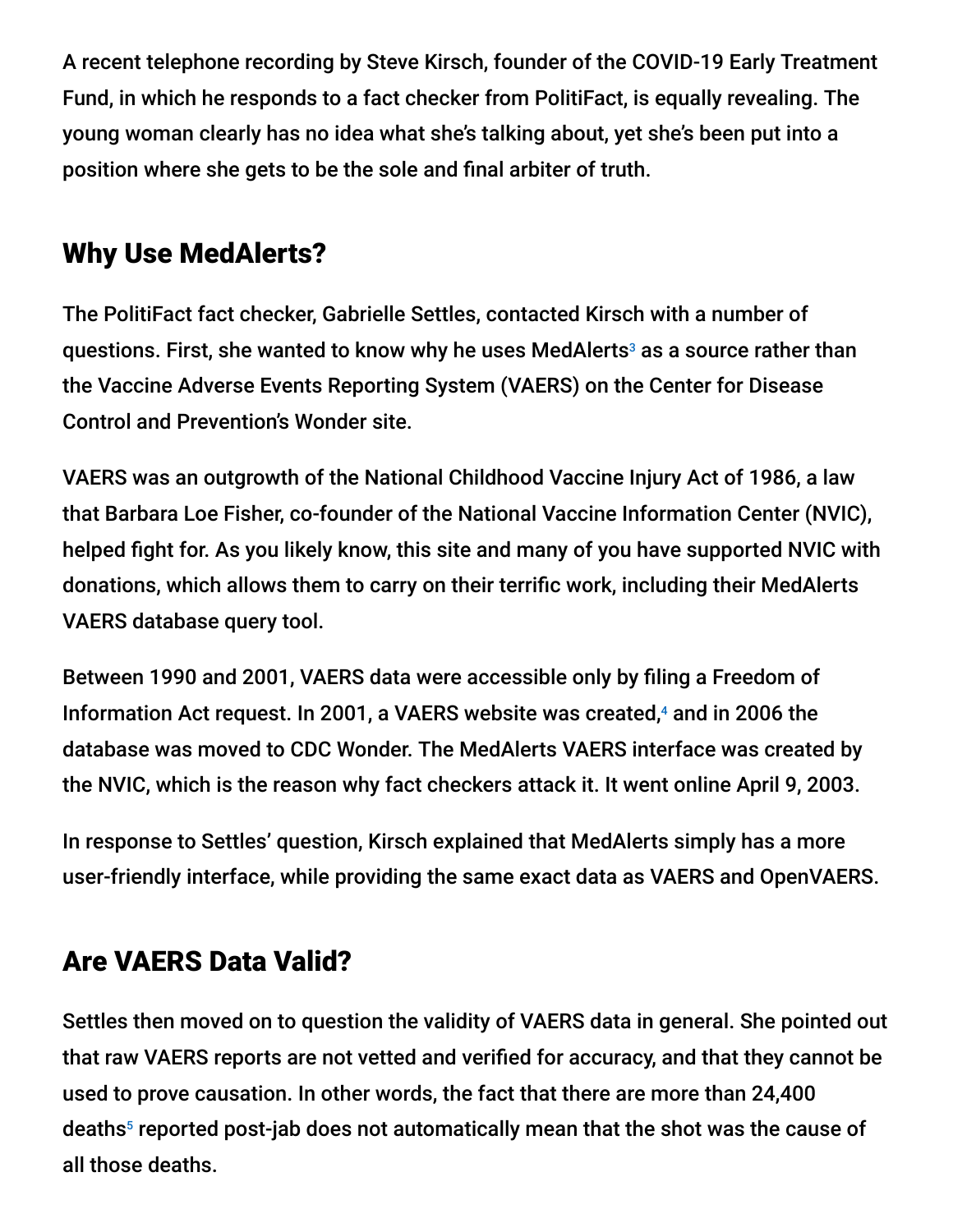A recent telephone recording by Steve Kirsch, founder of the COVID-19 Early Treatment Fund, in which he responds to a fact checker from PolitiFact, is equally revealing. The young woman clearly has no idea what she's talking about, yet she's been put into a position where she gets to be the sole and final arbiter of truth.

## Why Use MedAlerts?

The PolitiFact fact checker, Gabrielle Settles, contacted Kirsch with a number of questions. First, she wanted to know why he uses MedAlerts[3] as a source rather than the Vaccine Adverse Events Reporting System (VAERS) on the Center for Disease Control and Prevention's Wonder site.

VAERS was an outgrowth of the National Childhood Vaccine Injury Act of 1986, a law that Barbara Loe Fisher, co-founder of the National Vaccine Information Center (NVIC), helped fight for. As you likely know, this site and many of you have supported NVIC with donations, which allows them to carry on their terrific work, including their MedAlerts VAERS database query tool.

Between 1990 and 2001, VAERS data were accessible only by filing a Freedom of Information Act request. In 2001, a VAERS website was created,[4] and in 2006 the database was moved to CDC Wonder. The MedAlerts VAERS interface was created by the NVIC, which is the reason why fact checkers attack it. It went online April 9, 2003.

In response to Settles' question, Kirsch explained that MedAlerts simply has a more user-friendly interface, while providing the same exact data as VAERS and OpenVAERS.

## Are VAERS Data Valid?

Settles then moved on to question the validity of VAERS data in general. She pointed out that raw VAERS reports are not vetted and verified for accuracy, and that they cannot be used to prove causation. In other words, the fact that there are more than 24,400 deaths[5] reported post-jab does not automatically mean that the shot was the cause of all those deaths.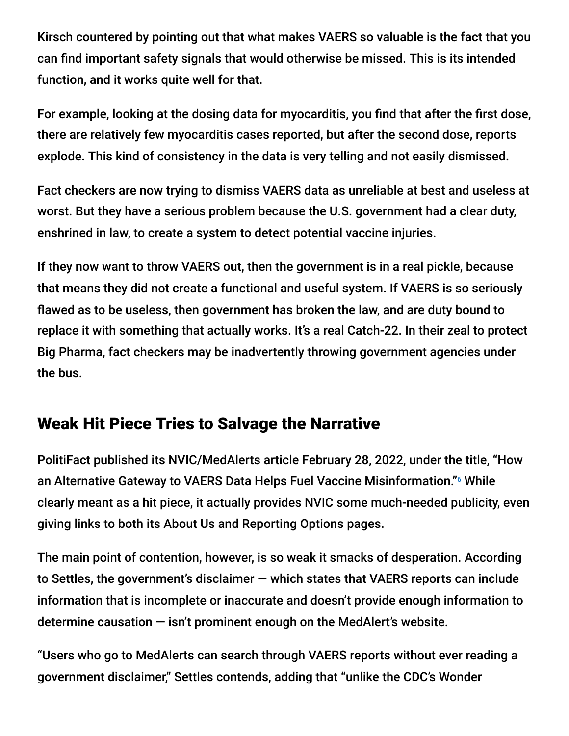Kirsch countered by pointing out that what makes VAERS so valuable is the fact that you can find important safety signals that would otherwise be missed. This is its intended function, and it works quite well for that.

For example, looking at the dosing data for myocarditis, you find that after the first dose, there are relatively few myocarditis cases reported, but after the second dose, reports explode. This kind of consistency in the data is very telling and not easily dismissed.

Fact checkers are now trying to dismiss VAERS data as unreliable at best and useless at worst. But they have a serious problem because the U.S. government had a clear duty, enshrined in law, to create a system to detect potential vaccine injuries.

If they now want to throw VAERS out, then the government is in a real pickle, because that means they did not create a functional and useful system. If VAERS is so seriously flawed as to be useless, then government has broken the law, and are duty bound to replace it with something that actually works. It's a real Catch-22. In their zeal to protect Big Pharma, fact checkers may be inadvertently throwing government agencies under the bus.

## Weak Hit Piece Tries to Salvage the Narrative

PolitiFact published its NVIC/MedAlerts article February 28, 2022, under the title, "How an Alternative Gateway to VAERS Data Helps Fuel Vaccine Misinformation."[6] While clearly meant as a hit piece, it actually provides NVIC some much-needed publicity, even giving links to both its About Us and Reporting Options pages.

The main point of contention, however, is so weak it smacks of desperation. According to Settles, the government's disclaimer — which states that VAERS reports can include information that is incomplete or inaccurate and doesn't provide enough information to determine causation — isn't prominent enough on the MedAlert's website.

"Users who go to MedAlerts can search through VAERS reports without ever reading a government disclaimer," Settles contends, adding that "unlike the CDC's Wonder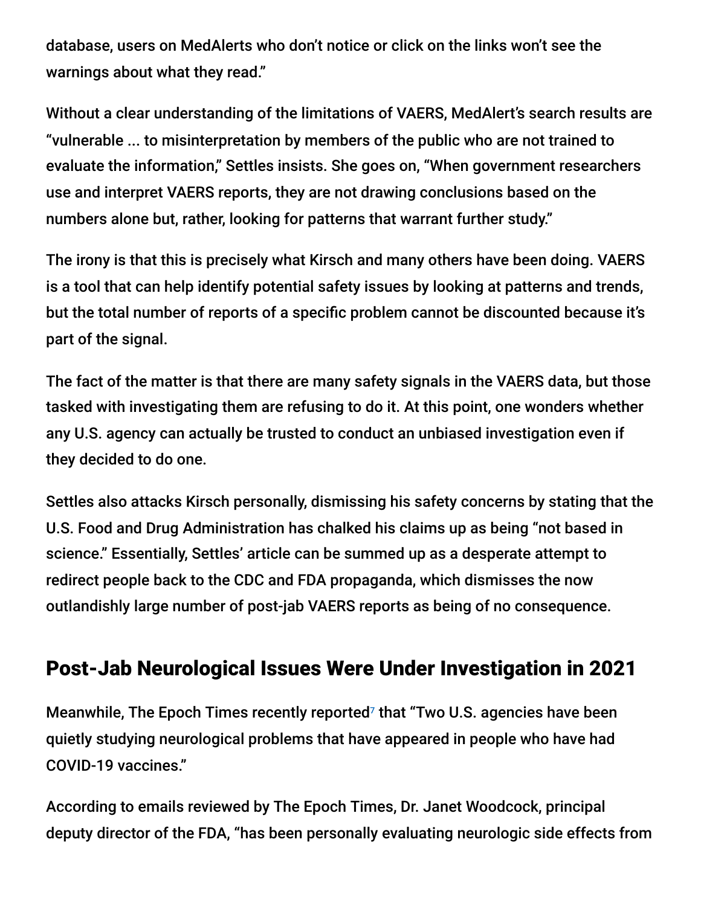database, users on MedAlerts who don't notice or click on the links won't see the warnings about what they read."

Without a clear understanding of the limitations of VAERS, MedAlert's search results are "vulnerable ... to misinterpretation by members of the public who are not trained to evaluate the information," Settles insists. She goes on, "When government researchers use and interpret VAERS reports, they are not drawing conclusions based on the numbers alone but, rather, looking for patterns that warrant further study."

The irony is that this is precisely what Kirsch and many others have been doing. VAERS is a tool that can help identify potential safety issues by looking at patterns and trends, but the total number of reports of a specific problem cannot be discounted because it's part of the signal.

The fact of the matter is that there are many safety signals in the VAERS data, but those tasked with investigating them are refusing to do it. At this point, one wonders whether any U.S. agency can actually be trusted to conduct an unbiased investigation even if they decided to do one.

Settles also attacks Kirsch personally, dismissing his safety concerns by stating that the U.S. Food and Drug Administration has chalked his claims up as being "not based in science." Essentially, Settles' article can be summed up as a desperate attempt to redirect people back to the CDC and FDA propaganda, which dismisses the now outlandishly large number of post-jab VAERS reports as being of no consequence.

## Post-Jab Neurological Issues Were Under Investigation in 2021

Meanwhile, The Epoch Times recently reported[7] that "Two U.S. agencies have been quietly studying neurological problems that have appeared in people who have had COVID-19 vaccines."

According to emails reviewed by The Epoch Times, Dr. Janet Woodcock, principal deputy director of the FDA, "has been personally evaluating neurologic side effects from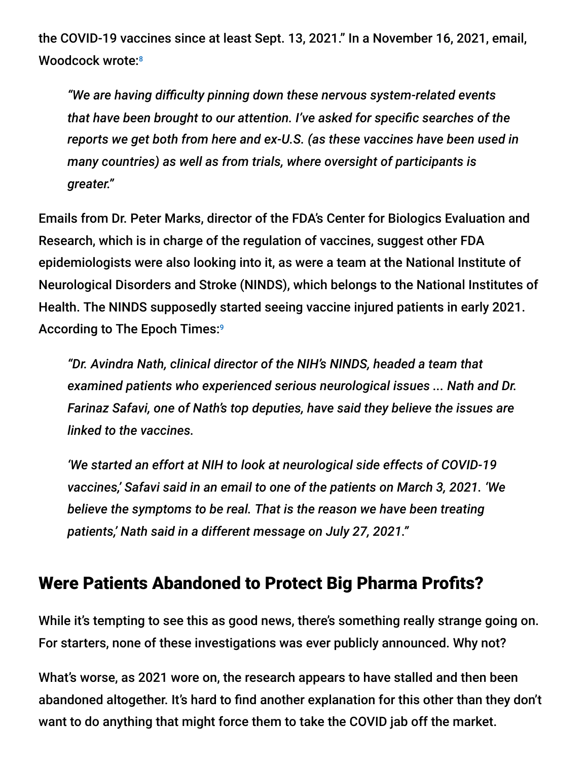the COVID-19 vaccines since at least Sept. 13, 2021." In a November 16, 2021, email, Woodcock wrote:[8]

> *"We are having difficulty pinning down these nervous system-related events that have been brought to our attention. I've asked for specific searches of the reports we get both from here and ex-U.S. (as these vaccines have been used in many countries) as well as from trials, where oversight of participants is greater."*

Emails from Dr. Peter Marks, director of the FDA's Center for Biologics Evaluation and Research, which is in charge of the regulation of vaccines, suggest other FDA epidemiologists were also looking into it, as were a team at the National Institute of Neurological Disorders and Stroke (NINDS), which belongs to the National Institutes of Health. The NINDS supposedly started seeing vaccine injured patients in early 2021. According to The Epoch Times:[9]

> *"Dr. Avindra Nath, clinical director of the NIH's NINDS, headed a team that examined patients who experienced serious neurological issues ... Nath and Dr. Farinaz Safavi, one of Nath's top deputies, have said they believe the issues are linked to the vaccines.*
>
> *'We started an effort at NIH to look at neurological side effects of COVID-19 vaccines,' Safavi said in an email to one of the patients on March 3, 2021. 'We believe the symptoms to be real. That is the reason we have been treating patients,' Nath said in a different message on July 27, 2021."*

## Were Patients Abandoned to Protect Big Pharma Profits?

While it's tempting to see this as good news, there's something really strange going on. For starters, none of these investigations was ever publicly announced. Why not?

What's worse, as 2021 wore on, the research appears to have stalled and then been abandoned altogether. It's hard to find another explanation for this other than they don't want to do anything that might force them to take the COVID jab off the market.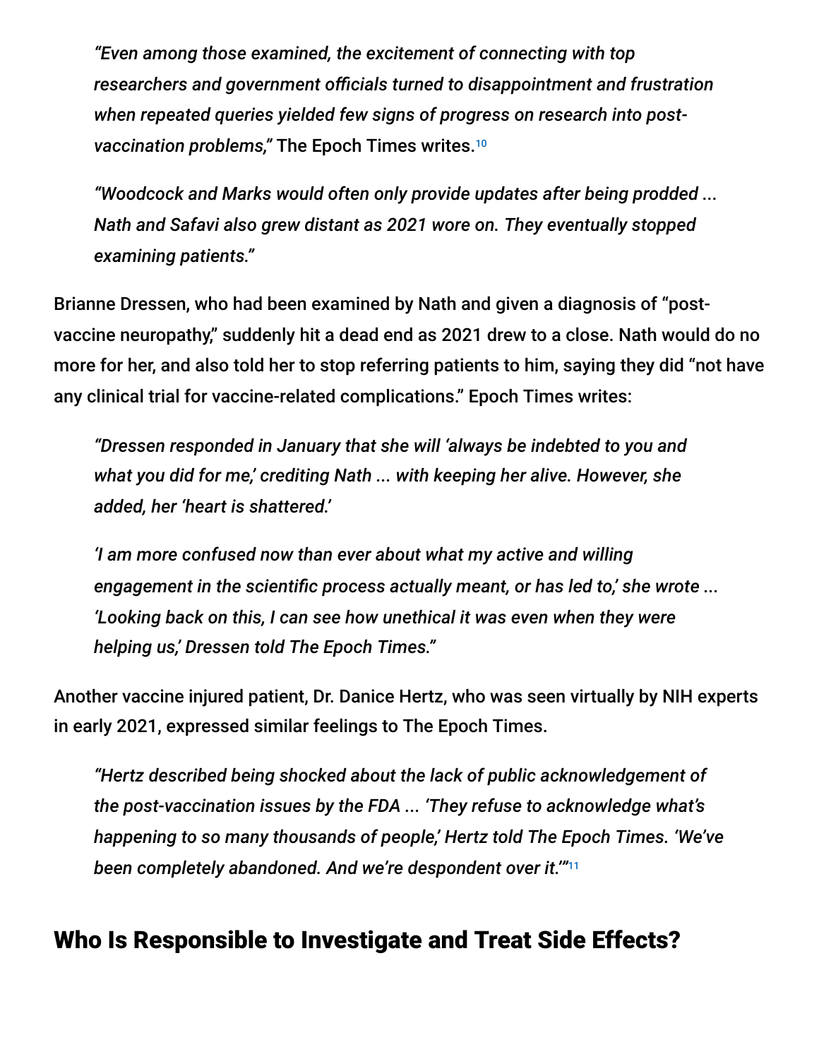> *"Even among those examined, the excitement of connecting with top researchers and government officials turned to disappointment and frustration when repeated queries yielded few signs of progress on research into post-vaccination problems,"* The Epoch Times writes.[10]
>
> *"Woodcock and Marks would often only provide updates after being prodded ... Nath and Safavi also grew distant as 2021 wore on. They eventually stopped examining patients."*

Brianne Dressen, who had been examined by Nath and given a diagnosis of "post-vaccine neuropathy," suddenly hit a dead end as 2021 drew to a close. Nath would do no more for her, and also told her to stop referring patients to him, saying they did "not have any clinical trial for vaccine-related complications." Epoch Times writes:

> *"Dressen responded in January that she will 'always be indebted to you and what you did for me,' crediting Nath ... with keeping her alive. However, she added, her 'heart is shattered.'*
>
> *'I am more confused now than ever about what my active and willing engagement in the scientific process actually meant, or has led to,' she wrote ... 'Looking back on this, I can see how unethical it was even when they were helping us,' Dressen told The Epoch Times."*

Another vaccine injured patient, Dr. Danice Hertz, who was seen virtually by NIH experts in early 2021, expressed similar feelings to The Epoch Times.

> *"Hertz described being shocked about the lack of public acknowledgement of the post-vaccination issues by the FDA ... 'They refuse to acknowledge what's happening to so many thousands of people,' Hertz told The Epoch Times. 'We've been completely abandoned. And we're despondent over it.'"*[11]

## Who Is Responsible to Investigate and Treat Side Effects?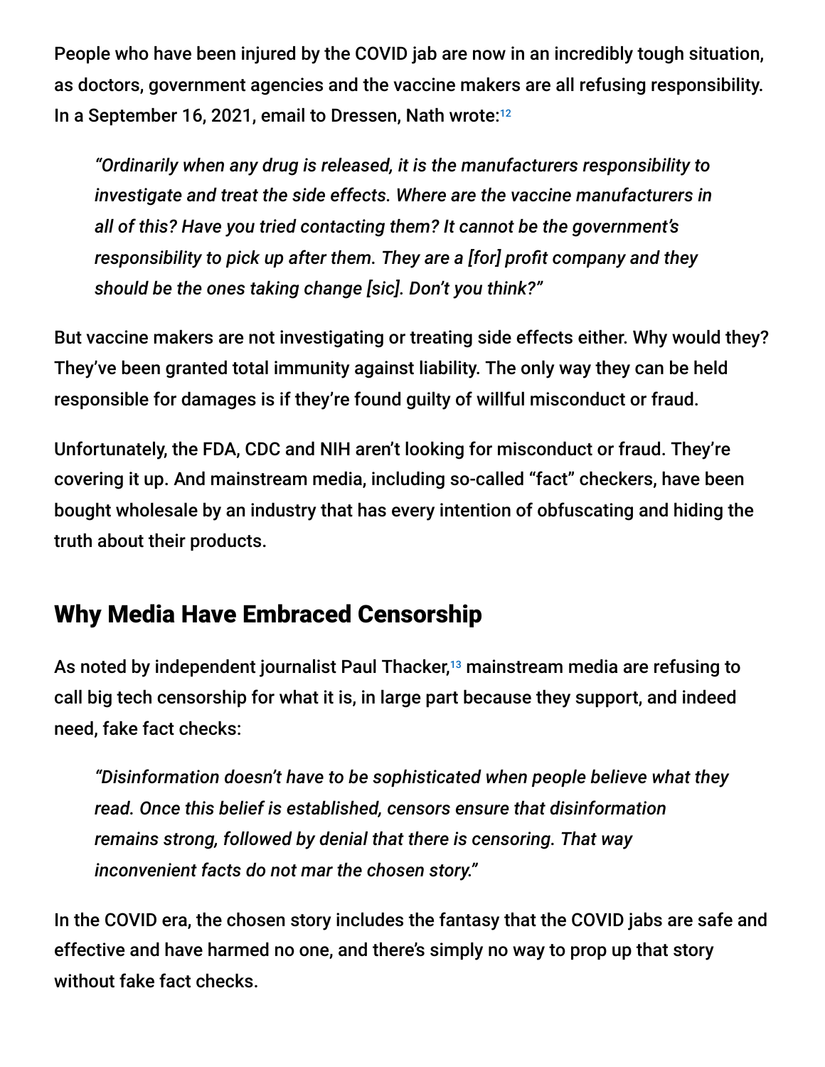People who have been injured by the COVID jab are now in an incredibly tough situation, as doctors, government agencies and the vaccine makers are all refusing responsibility. In a September 16, 2021, email to Dressen, Nath wrote:[12]

> *"Ordinarily when any drug is released, it is the manufacturers responsibility to investigate and treat the side effects. Where are the vaccine manufacturers in all of this? Have you tried contacting them? It cannot be the government's responsibility to pick up after them. They are a [for] profit company and they should be the ones taking change [sic]. Don't you think?"*

But vaccine makers are not investigating or treating side effects either. Why would they? They've been granted total immunity against liability. The only way they can be held responsible for damages is if they're found guilty of willful misconduct or fraud.

Unfortunately, the FDA, CDC and NIH aren't looking for misconduct or fraud. They're covering it up. And mainstream media, including so-called "fact" checkers, have been bought wholesale by an industry that has every intention of obfuscating and hiding the truth about their products.

## Why Media Have Embraced Censorship

As noted by independent journalist Paul Thacker,[13] mainstream media are refusing to call big tech censorship for what it is, in large part because they support, and indeed need, fake fact checks:

> *"Disinformation doesn't have to be sophisticated when people believe what they read. Once this belief is established, censors ensure that disinformation remains strong, followed by denial that there is censoring. That way inconvenient facts do not mar the chosen story."*

In the COVID era, the chosen story includes the fantasy that the COVID jabs are safe and effective and have harmed no one, and there's simply no way to prop up that story without fake fact checks.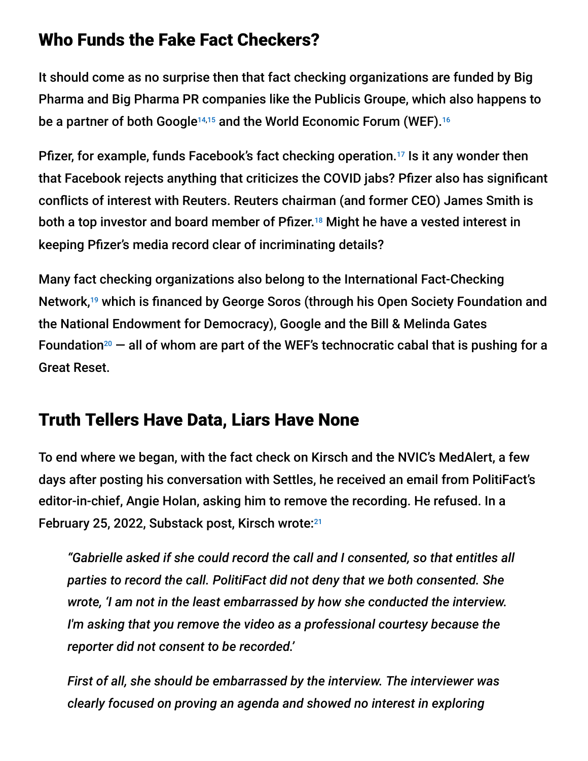## Who Funds the Fake Fact Checkers?

It should come as no surprise then that fact checking organizations are funded by Big Pharma and Big Pharma PR companies like the Publicis Groupe, which also happens to be a partner of both Google[14,15] and the World Economic Forum (WEF).[16]

Pfizer, for example, funds Facebook's fact checking operation.[17] Is it any wonder then that Facebook rejects anything that criticizes the COVID jabs? Pfizer also has significant conflicts of interest with Reuters. Reuters chairman (and former CEO) James Smith is both a top investor and board member of Pfizer.[18] Might he have a vested interest in keeping Pfizer's media record clear of incriminating details?

Many fact checking organizations also belong to the International Fact-Checking Network,[19] which is financed by George Soros (through his Open Society Foundation and the National Endowment for Democracy), Google and the Bill & Melinda Gates Foundation[20] — all of whom are part of the WEF's technocratic cabal that is pushing for a Great Reset.

## Truth Tellers Have Data, Liars Have None

To end where we began, with the fact check on Kirsch and the NVIC's MedAlert, a few days after posting his conversation with Settles, he received an email from PolitiFact's editor-in-chief, Angie Holan, asking him to remove the recording. He refused. In a February 25, 2022, Substack post, Kirsch wrote:[21]

> *"Gabrielle asked if she could record the call and I consented, so that entitles all parties to record the call. PolitiFact did not deny that we both consented. She wrote, 'I am not in the least embarrassed by how she conducted the interview. I'm asking that you remove the video as a professional courtesy because the reporter did not consent to be recorded.'*
>
> *First of all, she should be embarrassed by the interview. The interviewer was clearly focused on proving an agenda and showed no interest in exploring*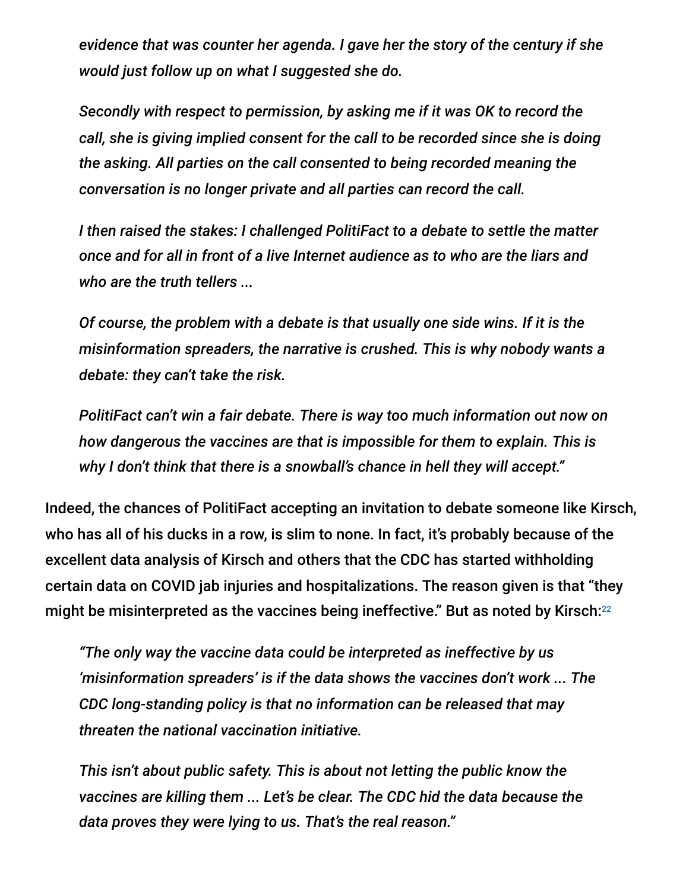*evidence that was counter her agenda. I gave her the story of the century if she would just follow up on what I suggested she do.*

> *Secondly with respect to permission, by asking me if it was OK to record the call, she is giving implied consent for the call to be recorded since she is doing the asking. All parties on the call consented to being recorded meaning the conversation is no longer private and all parties can record the call.*
>
> *I then raised the stakes: I challenged PolitiFact to a debate to settle the matter once and for all in front of a live Internet audience as to who are the liars and who are the truth tellers ...*
>
> *Of course, the problem with a debate is that usually one side wins. If it is the misinformation spreaders, the narrative is crushed. This is why nobody wants a debate: they can't take the risk.*
>
> *PolitiFact can't win a fair debate. There is way too much information out now on how dangerous the vaccines are that is impossible for them to explain. This is why I don't think that there is a snowball's chance in hell they will accept."*

Indeed, the chances of PolitiFact accepting an invitation to debate someone like Kirsch, who has all of his ducks in a row, is slim to none. In fact, it's probably because of the excellent data analysis of Kirsch and others that the CDC has started withholding certain data on COVID jab injuries and hospitalizations. The reason given is that "they might be misinterpreted as the vaccines being ineffective." But as noted by Kirsch:[22]

> *"The only way the vaccine data could be interpreted as ineffective by us 'misinformation spreaders' is if the data shows the vaccines don't work ... The CDC long-standing policy is that no information can be released that may threaten the national vaccination initiative.*
>
> *This isn't about public safety. This is about not letting the public know the vaccines are killing them ... Let's be clear. The CDC hid the data because the data proves they were lying to us. That's the real reason."*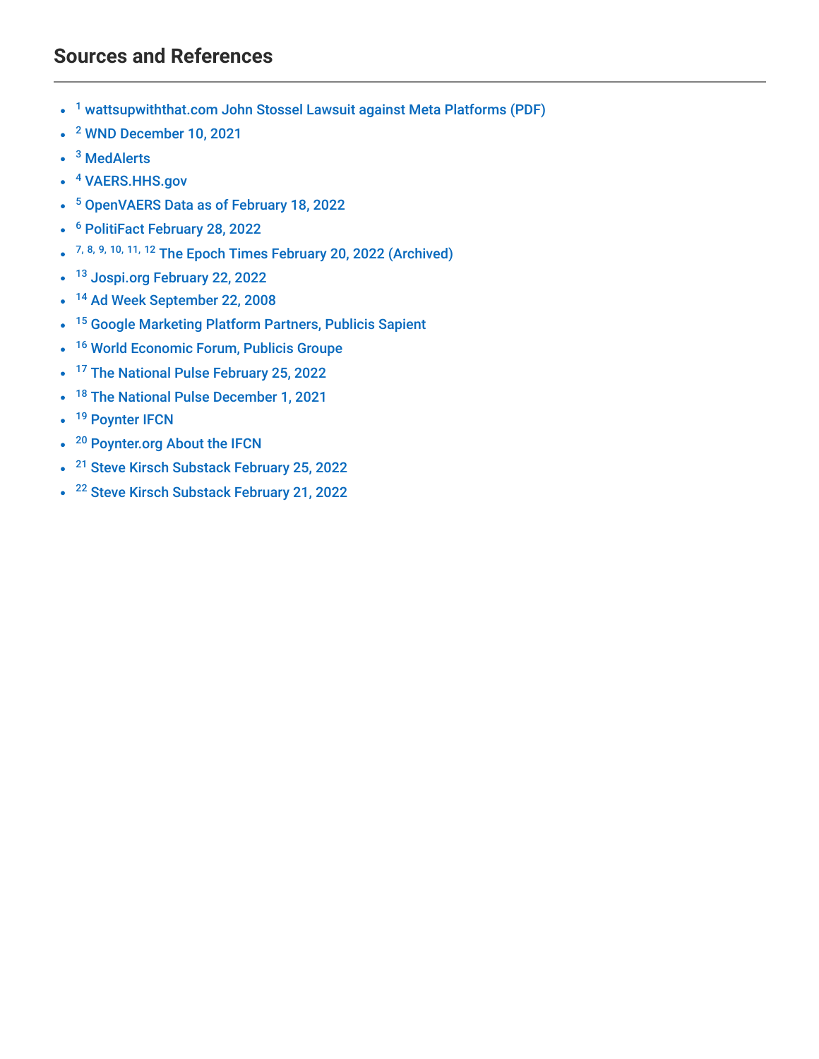## Sources and References

- [1] wattsupwiththat.com John Stossel Lawsuit against Meta Platforms (PDF)
- [2] WND December 10, 2021
- [3] MedAlerts
- [4] VAERS.HHS.gov
- [5] OpenVAERS Data as of February 18, 2022
- [6] PolitiFact February 28, 2022
- [7, 8, 9, 10, 11, 12] The Epoch Times February 20, 2022 (Archived)
- [13] Jospi.org February 22, 2022
- [14] Ad Week September 22, 2008
- [15] Google Marketing Platform Partners, Publicis Sapient
- [16] World Economic Forum, Publicis Groupe
- [17] The National Pulse February 25, 2022
- [18] The National Pulse December 1, 2021
- [19] Poynter IFCN
- [20] Poynter.org About the IFCN
- [21] Steve Kirsch Substack February 25, 2022
- [22] Steve Kirsch Substack February 21, 2022